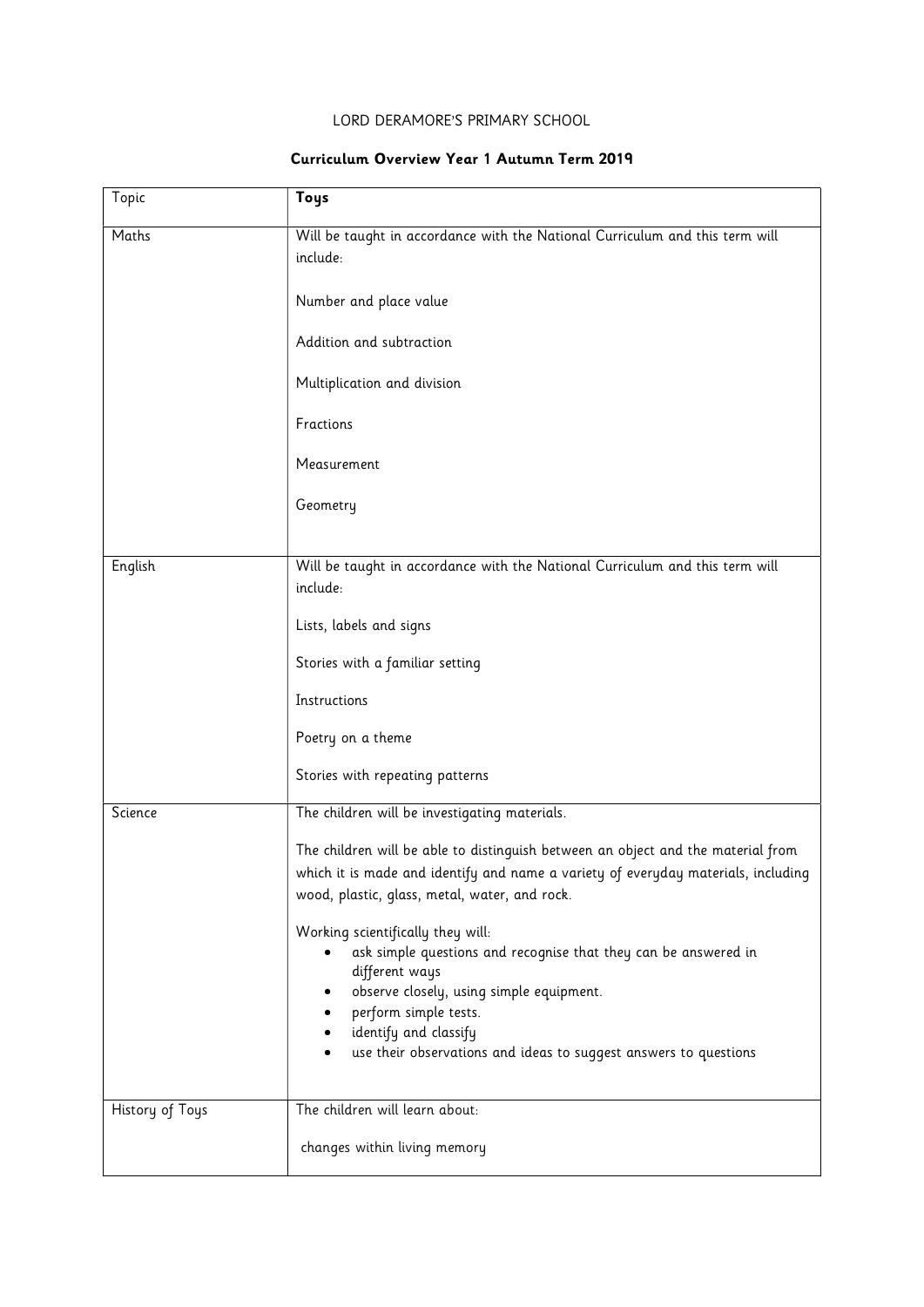LORD DERAMORE'S PRIMARY SCHOOL

**Curriculum Overview Year 1 Autumn Term 2019**

| Topic | **Toys** |
| --- | --- |
| Maths | Will be taught in accordance with the National Curriculum and this term will include:<br><br>Number and place value<br><br>Addition and subtraction<br><br>Multiplication and division<br><br>Fractions<br><br>Measurement<br><br>Geometry |
| English | Will be taught in accordance with the National Curriculum and this term will include:<br><br>Lists, labels and signs<br><br>Stories with a familiar setting<br><br>Instructions<br><br>Poetry on a theme<br><br>Stories with repeating patterns |
| Science | The children will be investigating materials.<br><br>The children will be able to distinguish between an object and the material from which it is made and identify and name a variety of everyday materials, including wood, plastic, glass, metal, water, and rock.<br><br>Working scientifically they will:<br>• ask simple questions and recognise that they can be answered in different ways<br>• observe closely, using simple equipment.<br>• perform simple tests.<br>• identify and classify<br>• use their observations and ideas to suggest answers to questions |
| History of Toys | The children will learn about:<br><br>changes within living memory |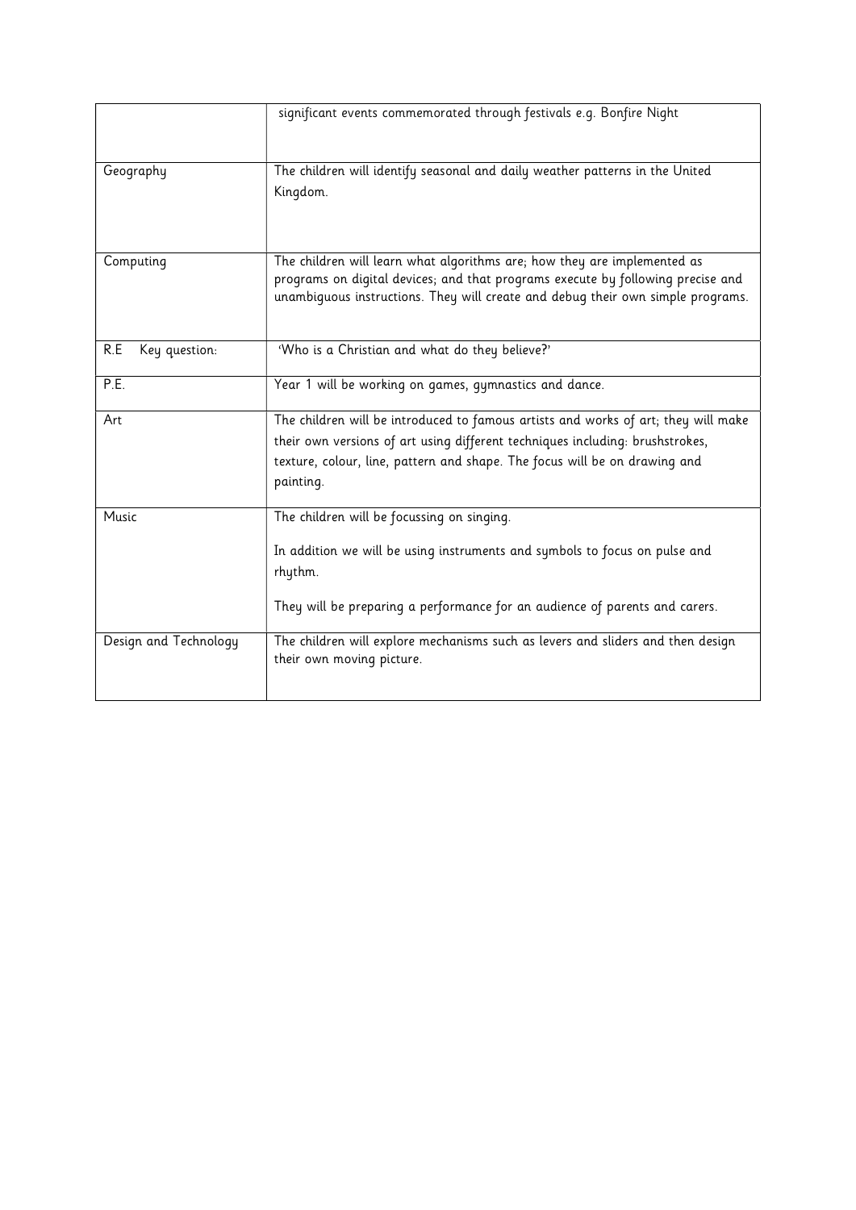| | |
|---|---|
| | significant events commemorated through festivals e.g. Bonfire Night |
| Geography | The children will identify seasonal and daily weather patterns in the United Kingdom. |
| Computing | The children will learn what algorithms are; how they are implemented as programs on digital devices; and that programs execute by following precise and unambiguous instructions. They will create and debug their own simple programs. |
| R.E Key question: | 'Who is a Christian and what do they believe?' |
| P.E. | Year 1 will be working on games, gymnastics and dance. |
| Art | The children will be introduced to famous artists and works of art; they will make their own versions of art using different techniques including: brushstrokes, texture, colour, line, pattern and shape. The focus will be on drawing and painting. |
| Music | The children will be focussing on singing.<br><br>In addition we will be using instruments and symbols to focus on pulse and rhythm.<br><br>They will be preparing a performance for an audience of parents and carers. |
| Design and Technology | The children will explore mechanisms such as levers and sliders and then design their own moving picture. |